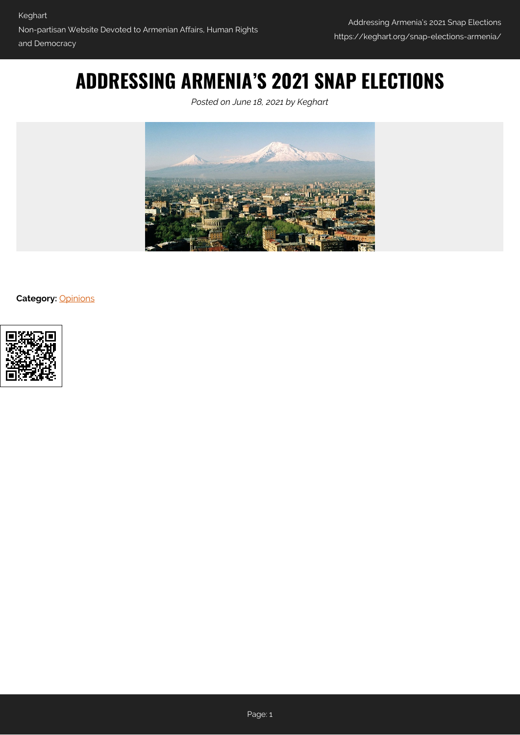# ADDRESSING ARMENIA'S 2021 SNAP ELECTIONS

*Posted on June 18, 2021 by Keghart*

**Category:** Opinions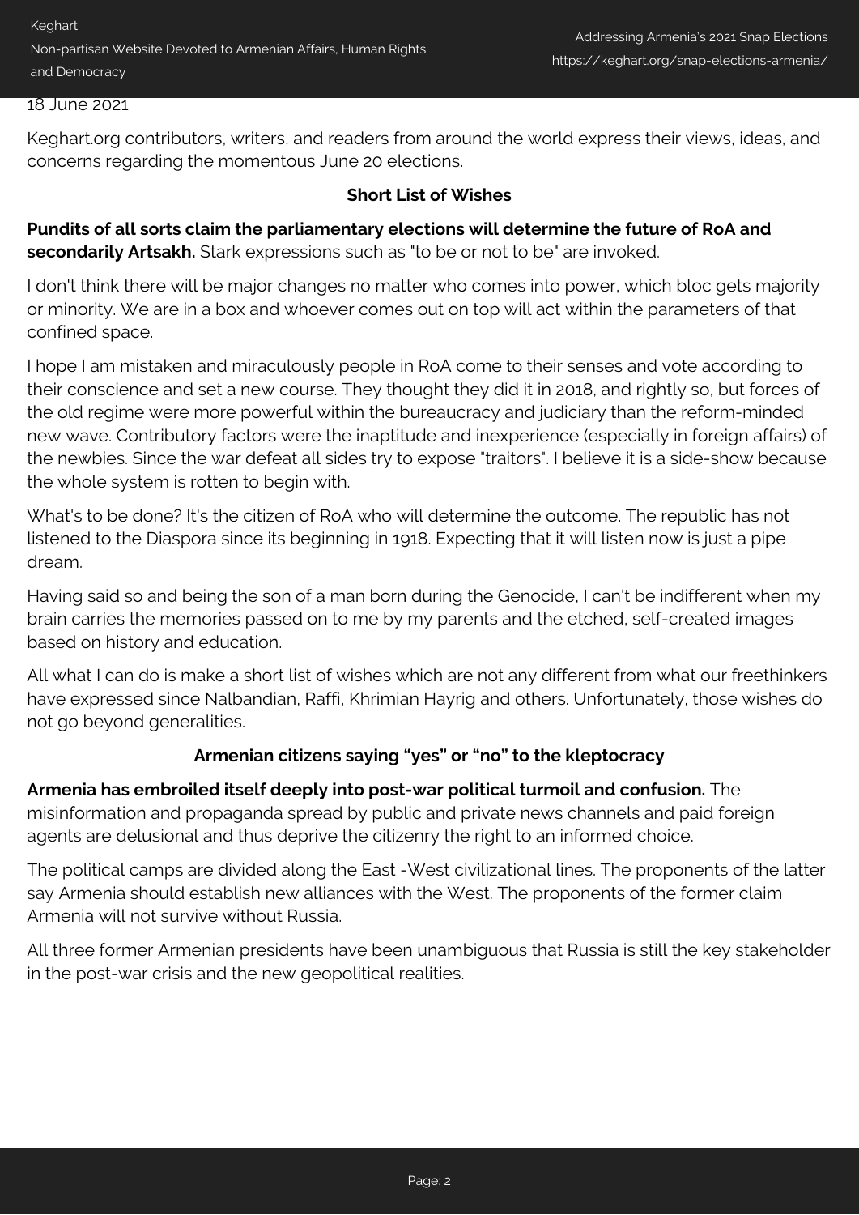18 June 2021

Keghart.org contributors, writers, and readers from around the world express their views, ideas, and concerns regarding the momentous June 20 elections.

### Short List of Wishes

**Pundits of all sorts claim the parliamentary elections will determine the future of RoA and secondarily Artsakh.** Stark expressions such as "to be or not to be" are invoked.

I don't think there will be major changes no matter who comes into power, which bloc gets majority or minority. We are in a box and whoever comes out on top will act within the parameters of that confined space.

I hope I am mistaken and miraculously people in RoA come to their senses and vote according to their conscience and set a new course. They thought they did it in 2018, and rightly so, but forces of the old regime were more powerful within the bureaucracy and judiciary than the reform-minded new wave. Contributory factors were the inaptitude and inexperience (especially in foreign affairs) of the newbies. Since the war defeat all sides try to expose "traitors". I believe it is a side-show because the whole system is rotten to begin with.

What's to be done? It's the citizen of RoA who will determine the outcome. The republic has not listened to the Diaspora since its beginning in 1918. Expecting that it will listen now is just a pipe dream.

Having said so and being the son of a man born during the Genocide, I can't be indifferent when my brain carries the memories passed on to me by my parents and the etched, self-created images based on history and education.

All what I can do is make a short list of wishes which are not any different from what our freethinkers have expressed since Nalbandian, Raffi, Khrimian Hayrig and others. Unfortunately, those wishes do not go beyond generalities.

### Armenian citizens saying “yes” or “no” to the kleptocracy

**Armenia has embroiled itself deeply into post-war political turmoil and confusion.** The misinformation and propaganda spread by public and private news channels and paid foreign agents are delusional and thus deprive the citizenry the right to an informed choice.

The political camps are divided along the East -West civilizational lines. The proponents of the latter say Armenia should establish new alliances with the West. The proponents of the former claim Armenia will not survive without Russia.

All three former Armenian presidents have been unambiguous that Russia is still the key stakeholder in the post-war crisis and the new geopolitical realities.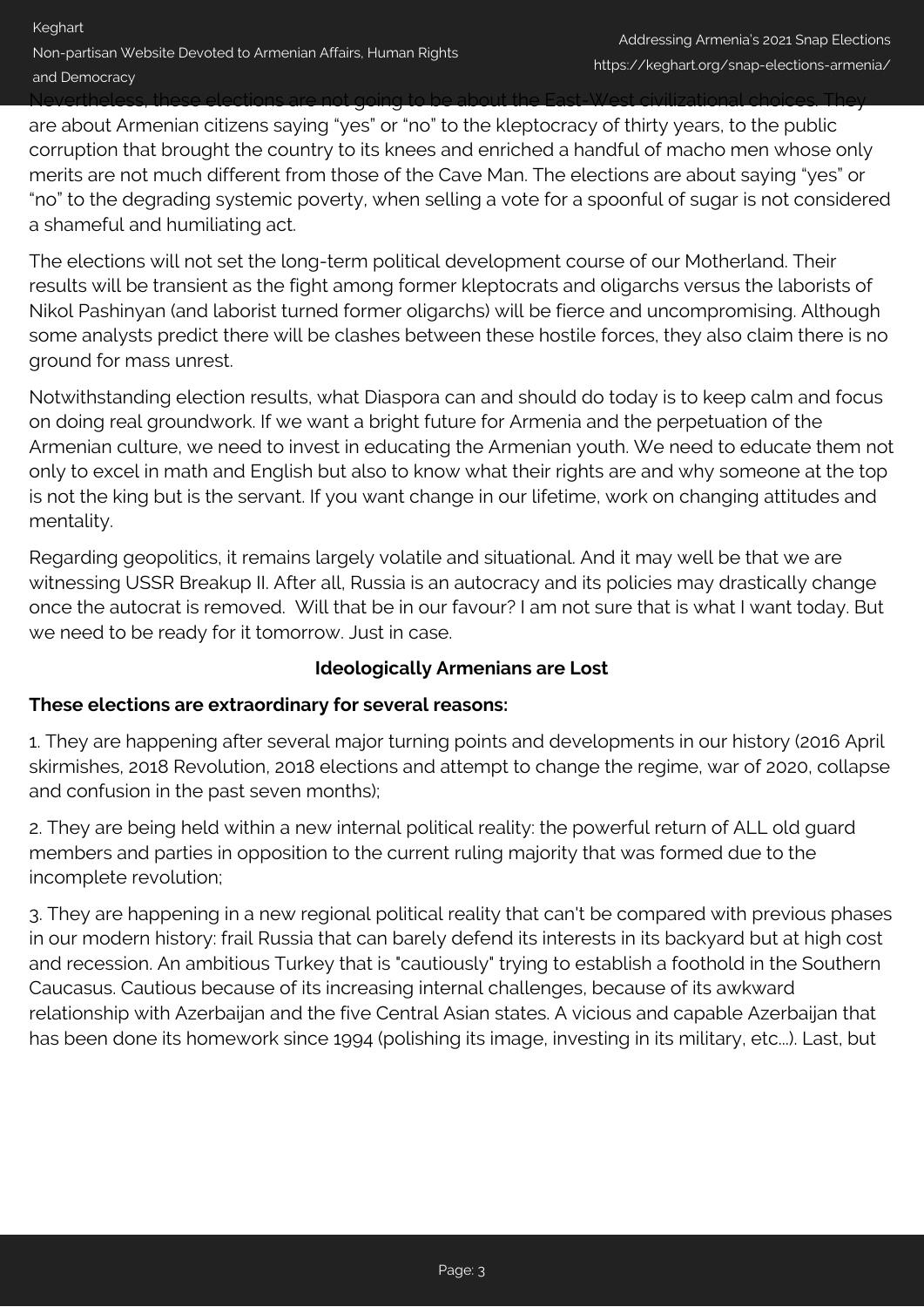Nevertheless, these elections are not going to be about the East-West civilizational choices. They are about Armenian citizens saying “yes” or “no” to the kleptocracy of thirty years, to the public corruption that brought the country to its knees and enriched a handful of macho men whose only merits are not much different from those of the Cave Man. The elections are about saying “yes” or “no” to the degrading systemic poverty, when selling a vote for a spoonful of sugar is not considered a shameful and humiliating act.

The elections will not set the long-term political development course of our Motherland. Their results will be transient as the fight among former kleptocrats and oligarchs versus the laborists of Nikol Pashinyan (and laborist turned former oligarchs) will be fierce and uncompromising. Although some analysts predict there will be clashes between these hostile forces, they also claim there is no ground for mass unrest.

Notwithstanding election results, what Diaspora can and should do today is to keep calm and focus on doing real groundwork. If we want a bright future for Armenia and the perpetuation of the Armenian culture, we need to invest in educating the Armenian youth. We need to educate them not only to excel in math and English but also to know what their rights are and why someone at the top is not the king but is the servant. If you want change in our lifetime, work on changing attitudes and mentality.

Regarding geopolitics, it remains largely volatile and situational. And it may well be that we are witnessing USSR Breakup II. After all, Russia is an autocracy and its policies may drastically change once the autocrat is removed.  Will that be in our favour? I am not sure that is what I want today. But we need to be ready for it tomorrow. Just in case.

**Ideologically Armenians are Lost**

**These elections are extraordinary for several reasons:**

1. They are happening after several major turning points and developments in our history (2016 April skirmishes, 2018 Revolution, 2018 elections and attempt to change the regime, war of 2020, collapse and confusion in the past seven months);

2. They are being held within a new internal political reality: the powerful return of ALL old guard members and parties in opposition to the current ruling majority that was formed due to the incomplete revolution;

3. They are happening in a new regional political reality that can't be compared with previous phases in our modern history: frail Russia that can barely defend its interests in its backyard but at high cost and recession. An ambitious Turkey that is "cautiously" trying to establish a foothold in the Southern Caucasus. Cautious because of its increasing internal challenges, because of its awkward relationship with Azerbaijan and the five Central Asian states. A vicious and capable Azerbaijan that has been done its homework since 1994 (polishing its image, investing in its military, etc…). Last, but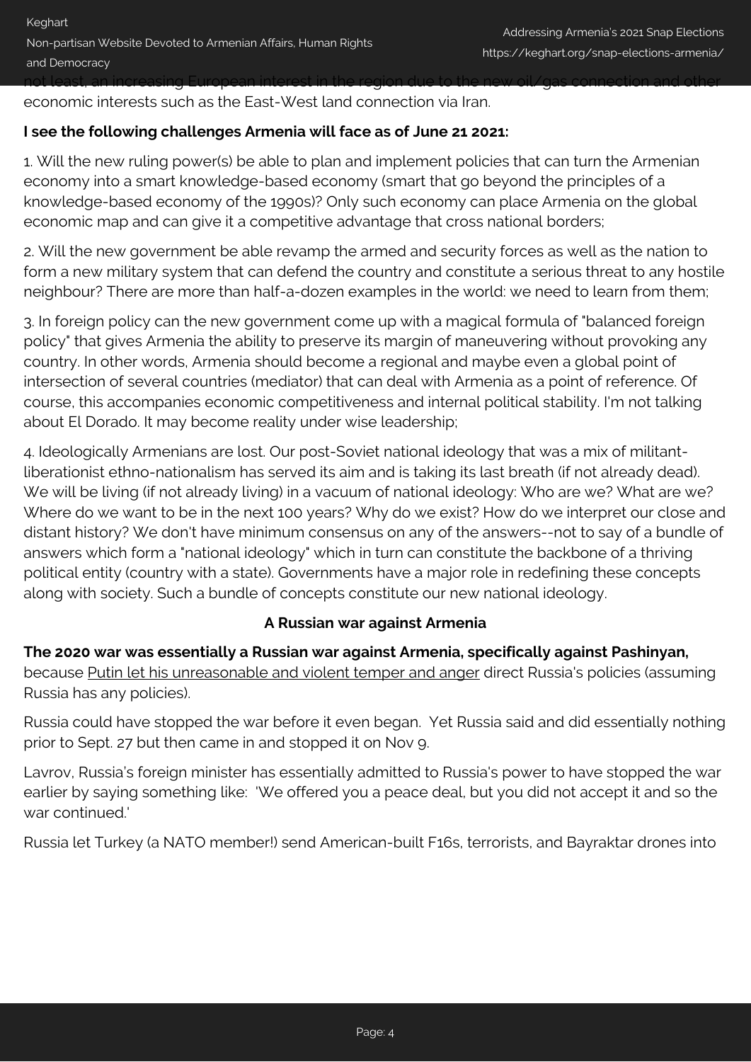not least, an increasing European interest in the region due to the new oil/gas connection and other economic interests such as the East-West land connection via Iran.

**I see the following challenges Armenia will face as of June 21 2021:**

1. Will the new ruling power(s) be able to plan and implement policies that can turn the Armenian economy into a smart knowledge-based economy (smart that go beyond the principles of a knowledge-based economy of the 1990s)? Only such economy can place Armenia on the global economic map and can give it a competitive advantage that cross national borders;

2. Will the new government be able revamp the armed and security forces as well as the nation to form a new military system that can defend the country and constitute a serious threat to any hostile neighbour? There are more than half-a-dozen examples in the world: we need to learn from them;

3. In foreign policy can the new government come up with a magical formula of "balanced foreign policy" that gives Armenia the ability to preserve its margin of maneuvering without provoking any country. In other words, Armenia should become a regional and maybe even a global point of intersection of several countries (mediator) that can deal with Armenia as a point of reference. Of course, this accompanies economic competitiveness and internal political stability. I'm not talking about El Dorado. It may become reality under wise leadership;

4. Ideologically Armenians are lost. Our post-Soviet national ideology that was a mix of militant-liberationist ethno-nationalism has served its aim and is taking its last breath (if not already dead). We will be living (if not already living) in a vacuum of national ideology: Who are we? What are we? Where do we want to be in the next 100 years? Why do we exist? How do we interpret our close and distant history? We don't have minimum consensus on any of the answers--not to say of a bundle of answers which form a "national ideology" which in turn can constitute the backbone of a thriving political entity (country with a state). Governments have a major role in redefining these concepts along with society. Such a bundle of concepts constitute our new national ideology.

## A Russian war against Armenia

**The 2020 war was essentially a Russian war against Armenia, specifically against Pashinyan,** because Putin let his unreasonable and violent temper and anger direct Russia's policies (assuming Russia has any policies).

Russia could have stopped the war before it even began. Yet Russia said and did essentially nothing prior to Sept. 27 but then came in and stopped it on Nov 9.

Lavrov, Russia's foreign minister has essentially admitted to Russia's power to have stopped the war earlier by saying something like: 'We offered you a peace deal, but you did not accept it and so the war continued.'

Russia let Turkey (a NATO member!) send American-built F16s, terrorists, and Bayraktar drones into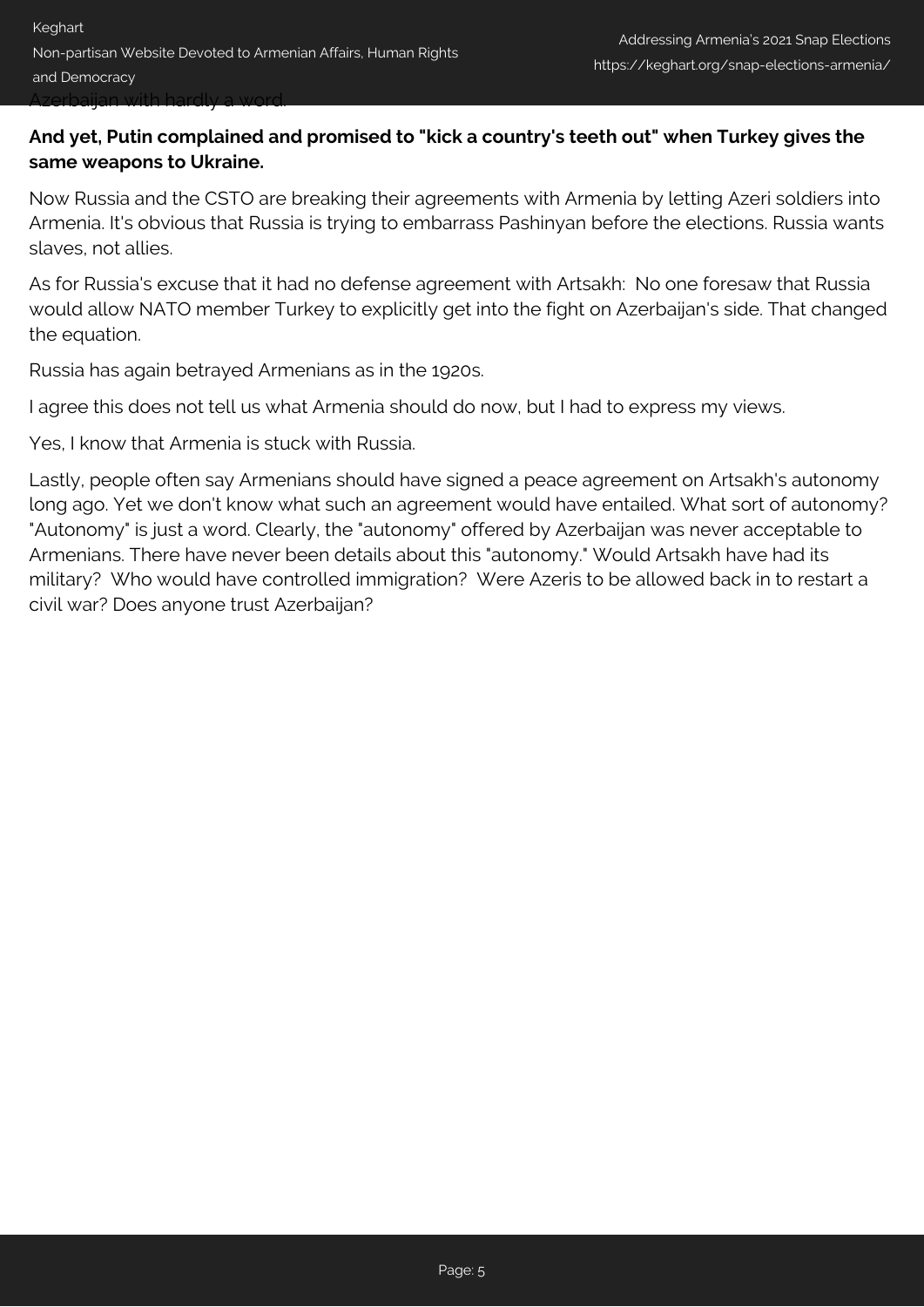Azerbaijan with hardly a word.

**And yet, Putin complained and promised to "kick a country's teeth out" when Turkey gives the same weapons to Ukraine.**

Now Russia and the CSTO are breaking their agreements with Armenia by letting Azeri soldiers into Armenia. It's obvious that Russia is trying to embarrass Pashinyan before the elections. Russia wants slaves, not allies.

As for Russia's excuse that it had no defense agreement with Artsakh: No one foresaw that Russia would allow NATO member Turkey to explicitly get into the fight on Azerbaijan's side. That changed the equation.

Russia has again betrayed Armenians as in the 1920s.

I agree this does not tell us what Armenia should do now, but I had to express my views.

Yes, I know that Armenia is stuck with Russia.

Lastly, people often say Armenians should have signed a peace agreement on Artsakh's autonomy long ago. Yet we don't know what such an agreement would have entailed. What sort of autonomy? "Autonomy" is just a word. Clearly, the "autonomy" offered by Azerbaijan was never acceptable to Armenians. There have never been details about this "autonomy." Would Artsakh have had its military? Who would have controlled immigration? Were Azeris to be allowed back in to restart a civil war? Does anyone trust Azerbaijan?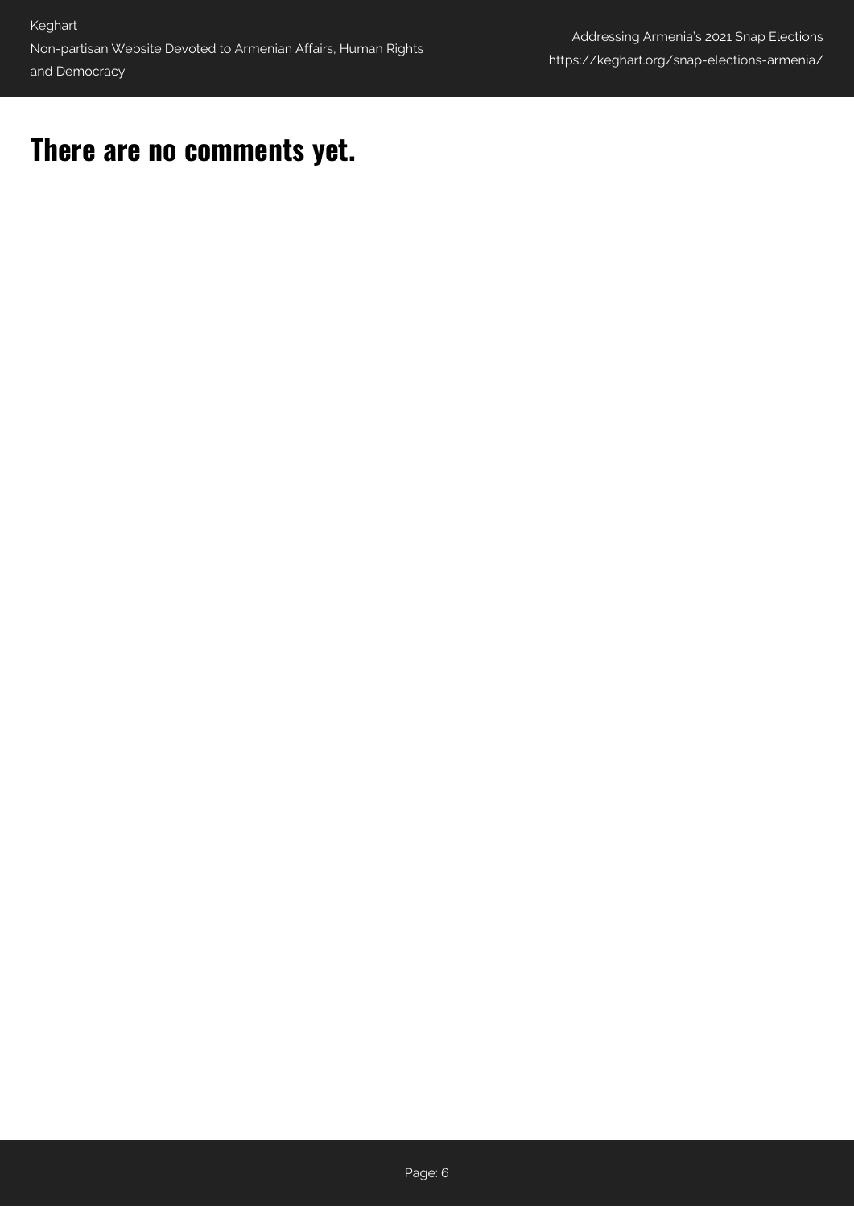## There are no comments yet.